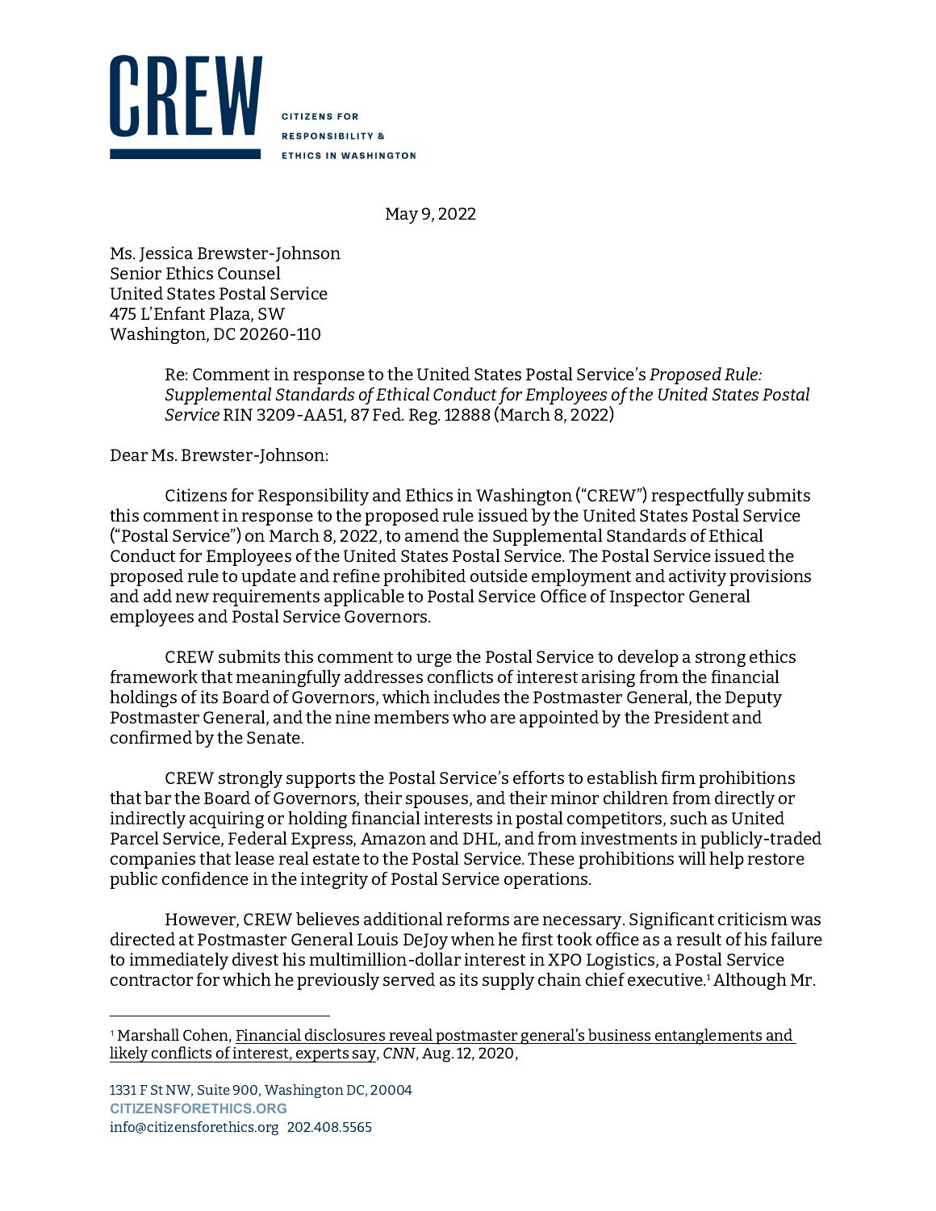# CREW

CITIZENS FOR RESPONSIBILITY & ETHICS IN WASHINGTON

May 9, 2022

Ms. Jessica Brewster-Johnson
Senior Ethics Counsel
United States Postal Service
475 L'Enfant Plaza, SW
Washington, DC 20260-110

> Re: Comment in response to the United States Postal Service's *Proposed Rule: Supplemental Standards of Ethical Conduct for Employees of the United States Postal Service* RIN 3209-AA51, 87 Fed. Reg. 12888 (March 8, 2022)

Dear Ms. Brewster-Johnson:

Citizens for Responsibility and Ethics in Washington ("CREW") respectfully submits this comment in response to the proposed rule issued by the United States Postal Service ("Postal Service") on March 8, 2022, to amend the Supplemental Standards of Ethical Conduct for Employees of the United States Postal Service. The Postal Service issued the proposed rule to update and refine prohibited outside employment and activity provisions and add new requirements applicable to Postal Service Office of Inspector General employees and Postal Service Governors.

CREW submits this comment to urge the Postal Service to develop a strong ethics framework that meaningfully addresses conflicts of interest arising from the financial holdings of its Board of Governors, which includes the Postmaster General, the Deputy Postmaster General, and the nine members who are appointed by the President and confirmed by the Senate.

CREW strongly supports the Postal Service's efforts to establish firm prohibitions that bar the Board of Governors, their spouses, and their minor children from directly or indirectly acquiring or holding financial interests in postal competitors, such as United Parcel Service, Federal Express, Amazon and DHL, and from investments in publicly-traded companies that lease real estate to the Postal Service. These prohibitions will help restore public confidence in the integrity of Postal Service operations.

However, CREW believes additional reforms are necessary. Significant criticism was directed at Postmaster General Louis DeJoy when he first took office as a result of his failure to immediately divest his multimillion-dollar interest in XPO Logistics, a Postal Service contractor for which he previously served as its supply chain chief executive.[1] Although Mr.

---

[1] Marshall Cohen, Financial disclosures reveal postmaster general's business entanglements and likely conflicts of interest, experts say, *CNN*, Aug. 12, 2020,

1331 F St NW, Suite 900, Washington DC, 20004
CITIZENSFORETHICS.ORG
info@citizensforethics.org 202.408.5565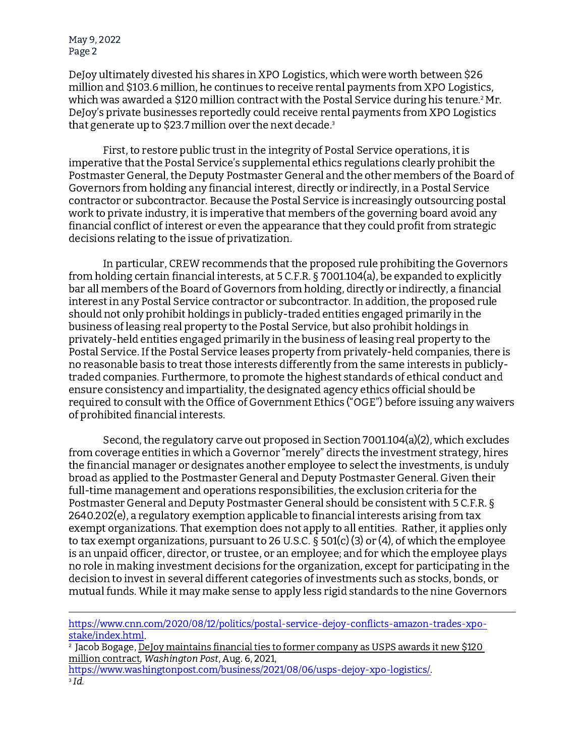DeJoy ultimately divested his shares in XPO Logistics, which were worth between $26 million and $103.6 million, he continues to receive rental payments from XPO Logistics, which was awarded a $120 million contract with the Postal Service during his tenure.[2] Mr. DeJoy's private businesses reportedly could receive rental payments from XPO Logistics that generate up to $23.7 million over the next decade.[3]

First, to restore public trust in the integrity of Postal Service operations, it is imperative that the Postal Service's supplemental ethics regulations clearly prohibit the Postmaster General, the Deputy Postmaster General and the other members of the Board of Governors from holding any financial interest, directly or indirectly, in a Postal Service contractor or subcontractor. Because the Postal Service is increasingly outsourcing postal work to private industry, it is imperative that members of the governing board avoid any financial conflict of interest or even the appearance that they could profit from strategic decisions relating to the issue of privatization.

In particular, CREW recommends that the proposed rule prohibiting the Governors from holding certain financial interests, at 5 C.F.R. § 7001.104(a), be expanded to explicitly bar all members of the Board of Governors from holding, directly or indirectly, a financial interest in any Postal Service contractor or subcontractor. In addition, the proposed rule should not only prohibit holdings in publicly-traded entities engaged primarily in the business of leasing real property to the Postal Service, but also prohibit holdings in privately-held entities engaged primarily in the business of leasing real property to the Postal Service. If the Postal Service leases property from privately-held companies, there is no reasonable basis to treat those interests differently from the same interests in publicly-traded companies. Furthermore, to promote the highest standards of ethical conduct and ensure consistency and impartiality, the designated agency ethics official should be required to consult with the Office of Government Ethics ("OGE") before issuing any waivers of prohibited financial interests.

Second, the regulatory carve out proposed in Section 7001.104(a)(2), which excludes from coverage entities in which a Governor "merely" directs the investment strategy, hires the financial manager or designates another employee to select the investments, is unduly broad as applied to the Postmaster General and Deputy Postmaster General. Given their full-time management and operations responsibilities, the exclusion criteria for the Postmaster General and Deputy Postmaster General should be consistent with 5 C.F.R. § 2640.202(e), a regulatory exemption applicable to financial interests arising from tax exempt organizations. That exemption does not apply to all entities. Rather, it applies only to tax exempt organizations, pursuant to 26 U.S.C. § 501(c) (3) or (4), of which the employee is an unpaid officer, director, or trustee, or an employee; and for which the employee plays no role in making investment decisions for the organization, except for participating in the decision to invest in several different categories of investments such as stocks, bonds, or mutual funds. While it may make sense to apply less rigid standards to the nine Governors

---

https://www.cnn.com/2020/08/12/politics/postal-service-dejoy-conflicts-amazon-trades-xpo-stake/index.html.

[2] Jacob Bogage, DeJoy maintains financial ties to former company as USPS awards it new $120 million contract, *Washington Post*, Aug. 6, 2021, https://www.washingtonpost.com/business/2021/08/06/usps-dejoy-xpo-logistics/.

[3] *Id.*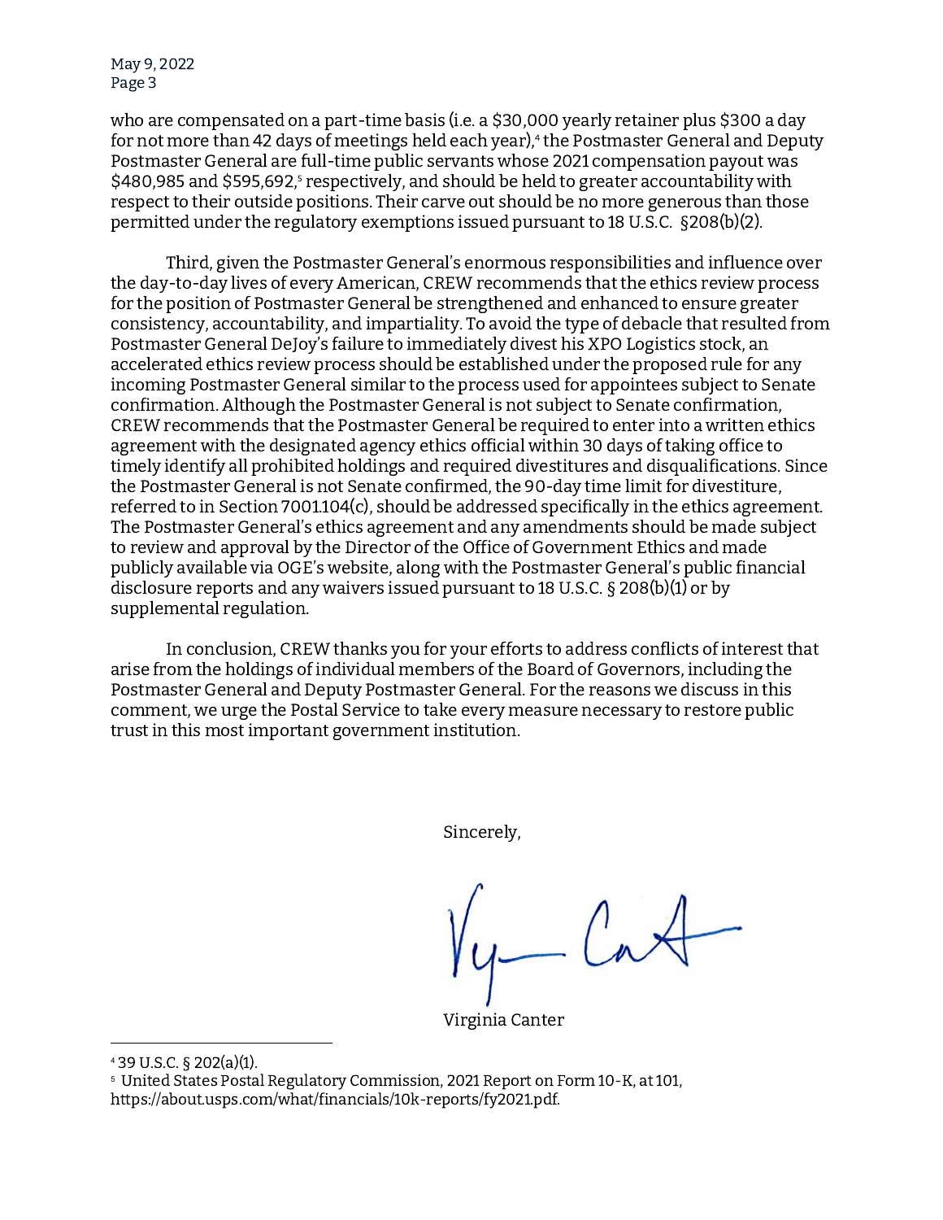who are compensated on a part-time basis (i.e. a $30,000 yearly retainer plus $300 a day for not more than 42 days of meetings held each year),[4] the Postmaster General and Deputy Postmaster General are full-time public servants whose 2021 compensation payout was $480,985 and $595,692,[5] respectively, and should be held to greater accountability with respect to their outside positions. Their carve out should be no more generous than those permitted under the regulatory exemptions issued pursuant to 18 U.S.C. §208(b)(2).

Third, given the Postmaster General's enormous responsibilities and influence over the day-to-day lives of every American, CREW recommends that the ethics review process for the position of Postmaster General be strengthened and enhanced to ensure greater consistency, accountability, and impartiality. To avoid the type of debacle that resulted from Postmaster General DeJoy's failure to immediately divest his XPO Logistics stock, an accelerated ethics review process should be established under the proposed rule for any incoming Postmaster General similar to the process used for appointees subject to Senate confirmation. Although the Postmaster General is not subject to Senate confirmation, CREW recommends that the Postmaster General be required to enter into a written ethics agreement with the designated agency ethics official within 30 days of taking office to timely identify all prohibited holdings and required divestitures and disqualifications. Since the Postmaster General is not Senate confirmed, the 90-day time limit for divestiture, referred to in Section 7001.104(c), should be addressed specifically in the ethics agreement. The Postmaster General's ethics agreement and any amendments should be made subject to review and approval by the Director of the Office of Government Ethics and made publicly available via OGE's website, along with the Postmaster General's public financial disclosure reports and any waivers issued pursuant to 18 U.S.C. § 208(b)(1) or by supplemental regulation.

In conclusion, CREW thanks you for your efforts to address conflicts of interest that arise from the holdings of individual members of the Board of Governors, including the Postmaster General and Deputy Postmaster General. For the reasons we discuss in this comment, we urge the Postal Service to take every measure necessary to restore public trust in this most important government institution.

Sincerely,

Virginia Canter

---

[4] 39 U.S.C. § 202(a)(1).

[5] United States Postal Regulatory Commission, 2021 Report on Form 10-K, at 101, https://about.usps.com/what/financials/10k-reports/fy2021.pdf.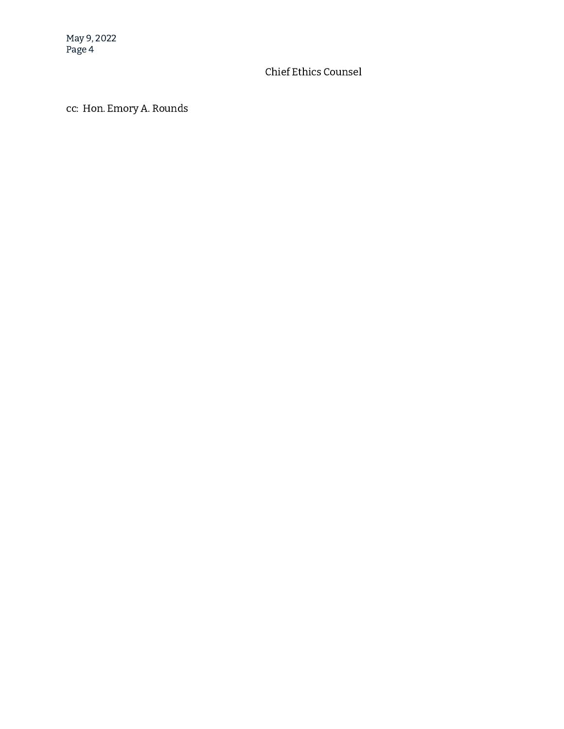Chief Ethics Counsel

cc: Hon. Emory A. Rounds